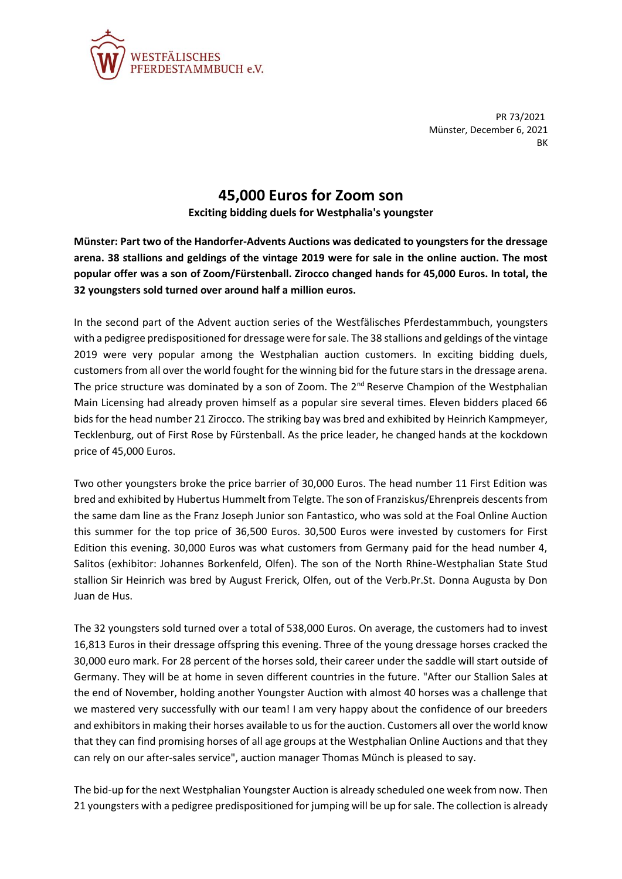WESTFÄLISCHES PFERDESTAMMBUCH e.V.

PR 73/2021
Münster, December 6, 2021
BK

# 45,000 Euros for Zoom son

**Exciting bidding duels for Westphalia's youngster**

**Münster: Part two of the Handorfer-Advents Auctions was dedicated to youngsters for the dressage arena. 38 stallions and geldings of the vintage 2019 were for sale in the online auction. The most popular offer was a son of Zoom/Fürstenball. Zirocco changed hands for 45,000 Euros. In total, the 32 youngsters sold turned over around half a million euros.**

In the second part of the Advent auction series of the Westfälisches Pferdestammbuch, youngsters with a pedigree predispositioned for dressage were for sale. The 38 stallions and geldings of the vintage 2019 were very popular among the Westphalian auction customers. In exciting bidding duels, customers from all over the world fought for the winning bid for the future stars in the dressage arena. The price structure was dominated by a son of Zoom. The 2nd Reserve Champion of the Westphalian Main Licensing had already proven himself as a popular sire several times. Eleven bidders placed 66 bids for the head number 21 Zirocco. The striking bay was bred and exhibited by Heinrich Kampmeyer, Tecklenburg, out of First Rose by Fürstenball. As the price leader, he changed hands at the kockdown price of 45,000 Euros.

Two other youngsters broke the price barrier of 30,000 Euros. The head number 11 First Edition was bred and exhibited by Hubertus Hummelt from Telgte. The son of Franziskus/Ehrenpreis descents from the same dam line as the Franz Joseph Junior son Fantastico, who was sold at the Foal Online Auction this summer for the top price of 36,500 Euros. 30,500 Euros were invested by customers for First Edition this evening. 30,000 Euros was what customers from Germany paid for the head number 4, Salitos (exhibitor: Johannes Borkenfeld, Olfen). The son of the North Rhine-Westphalian State Stud stallion Sir Heinrich was bred by August Frerick, Olfen, out of the Verb.Pr.St. Donna Augusta by Don Juan de Hus.

The 32 youngsters sold turned over a total of 538,000 Euros. On average, the customers had to invest 16,813 Euros in their dressage offspring this evening. Three of the young dressage horses cracked the 30,000 euro mark. For 28 percent of the horses sold, their career under the saddle will start outside of Germany. They will be at home in seven different countries in the future. "After our Stallion Sales at the end of November, holding another Youngster Auction with almost 40 horses was a challenge that we mastered very successfully with our team! I am very happy about the confidence of our breeders and exhibitors in making their horses available to us for the auction. Customers all over the world know that they can find promising horses of all age groups at the Westphalian Online Auctions and that they can rely on our after-sales service", auction manager Thomas Münch is pleased to say.

The bid-up for the next Westphalian Youngster Auction is already scheduled one week from now. Then 21 youngsters with a pedigree predispositioned for jumping will be up for sale. The collection is already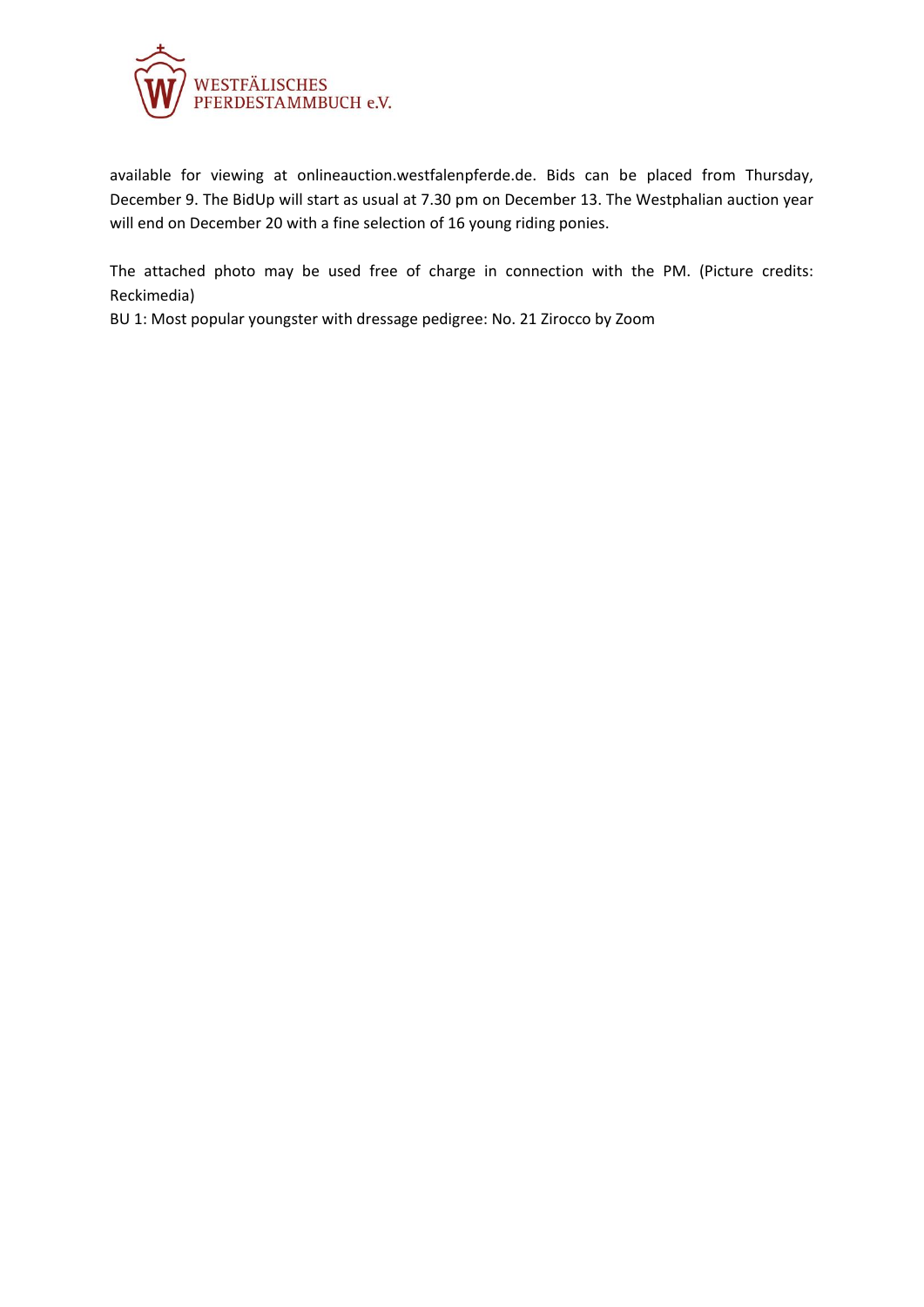available for viewing at onlineauction.westfalenpferde.de. Bids can be placed from Thursday, December 9. The BidUp will start as usual at 7.30 pm on December 13. The Westphalian auction year will end on December 20 with a fine selection of 16 young riding ponies.

The attached photo may be used free of charge in connection with the PM. (Picture credits: Reckimedia)

BU 1: Most popular youngster with dressage pedigree: No. 21 Zirocco by Zoom